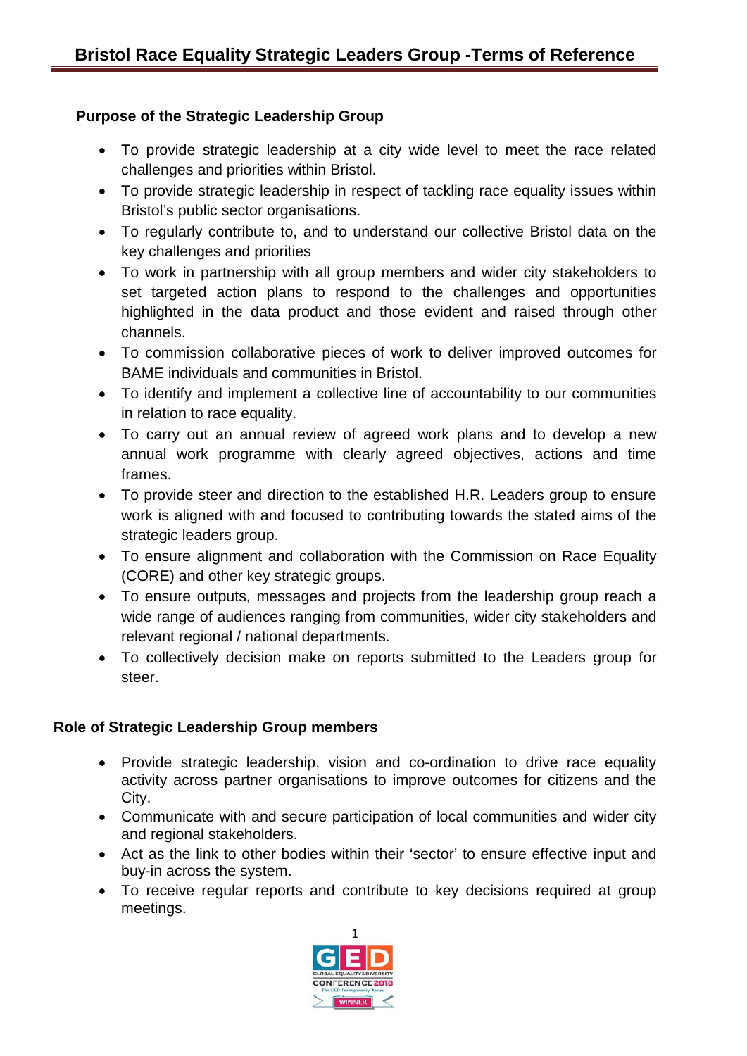# Bristol Race Equality Strategic Leaders Group -Terms of Reference

## Purpose of the Strategic Leadership Group

- To provide strategic leadership at a city wide level to meet the race related challenges and priorities within Bristol.
- To provide strategic leadership in respect of tackling race equality issues within Bristol's public sector organisations.
- To regularly contribute to, and to understand our collective Bristol data on the key challenges and priorities
- To work in partnership with all group members and wider city stakeholders to set targeted action plans to respond to the challenges and opportunities highlighted in the data product and those evident and raised through other channels.
- To commission collaborative pieces of work to deliver improved outcomes for BAME individuals and communities in Bristol.
- To identify and implement a collective line of accountability to our communities in relation to race equality.
- To carry out an annual review of agreed work plans and to develop a new annual work programme with clearly agreed objectives, actions and time frames.
- To provide steer and direction to the established H.R. Leaders group to ensure work is aligned with and focused to contributing towards the stated aims of the strategic leaders group.
- To ensure alignment and collaboration with the Commission on Race Equality (CORE) and other key strategic groups.
- To ensure outputs, messages and projects from the leadership group reach a wide range of audiences ranging from communities, wider city stakeholders and relevant regional / national departments.
- To collectively decision make on reports submitted to the Leaders group for steer.

## Role of Strategic Leadership Group members

- Provide strategic leadership, vision and co-ordination to drive race equality activity across partner organisations to improve outcomes for citizens and the City.
- Communicate with and secure participation of local communities and wider city and regional stakeholders.
- Act as the link to other bodies within their 'sector' to ensure effective input and buy-in across the system.
- To receive regular reports and contribute to key decisions required at group meetings.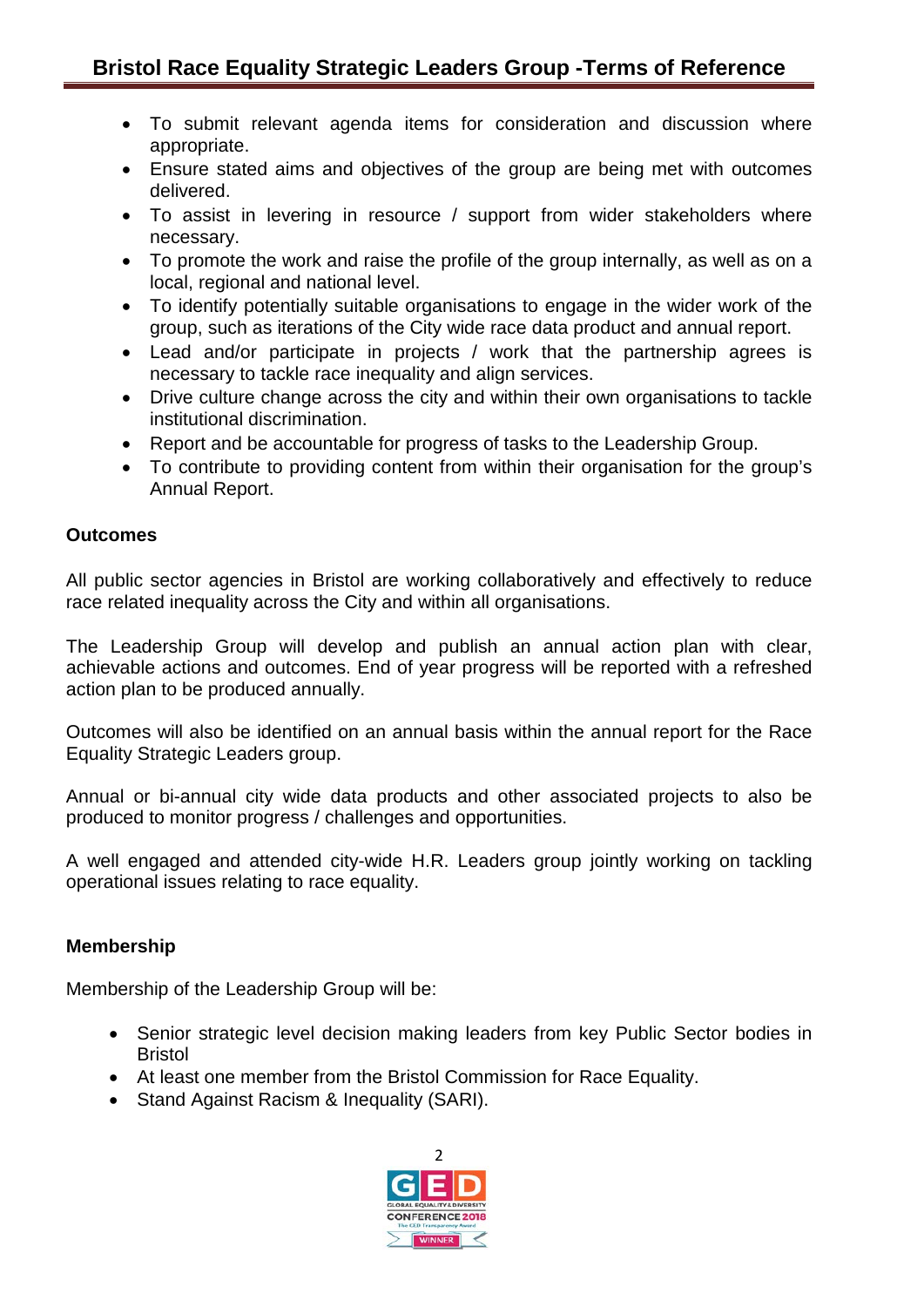- To submit relevant agenda items for consideration and discussion where appropriate.
- Ensure stated aims and objectives of the group are being met with outcomes delivered.
- To assist in levering in resource / support from wider stakeholders where necessary.
- To promote the work and raise the profile of the group internally, as well as on a local, regional and national level.
- To identify potentially suitable organisations to engage in the wider work of the group, such as iterations of the City wide race data product and annual report.
- Lead and/or participate in projects / work that the partnership agrees is necessary to tackle race inequality and align services.
- Drive culture change across the city and within their own organisations to tackle institutional discrimination.
- Report and be accountable for progress of tasks to the Leadership Group.
- To contribute to providing content from within their organisation for the group's Annual Report.

**Outcomes**

All public sector agencies in Bristol are working collaboratively and effectively to reduce race related inequality across the City and within all organisations.

The Leadership Group will develop and publish an annual action plan with clear, achievable actions and outcomes. End of year progress will be reported with a refreshed action plan to be produced annually.

Outcomes will also be identified on an annual basis within the annual report for the Race Equality Strategic Leaders group.

Annual or bi-annual city wide data products and other associated projects to also be produced to monitor progress / challenges and opportunities.

A well engaged and attended city-wide H.R. Leaders group jointly working on tackling operational issues relating to race equality.

**Membership**

Membership of the Leadership Group will be:

- Senior strategic level decision making leaders from key Public Sector bodies in Bristol
- At least one member from the Bristol Commission for Race Equality.
- Stand Against Racism & Inequality (SARI).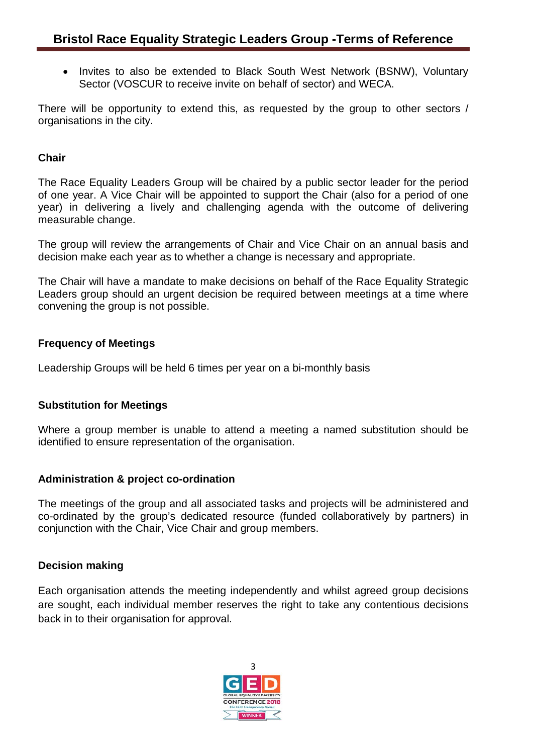- Invites to also be extended to Black South West Network (BSNW), Voluntary Sector (VOSCUR to receive invite on behalf of sector) and WECA.

There will be opportunity to extend this, as requested by the group to other sectors / organisations in the city.

### Chair

The Race Equality Leaders Group will be chaired by a public sector leader for the period of one year. A Vice Chair will be appointed to support the Chair (also for a period of one year) in delivering a lively and challenging agenda with the outcome of delivering measurable change.

The group will review the arrangements of Chair and Vice Chair on an annual basis and decision make each year as to whether a change is necessary and appropriate.

The Chair will have a mandate to make decisions on behalf of the Race Equality Strategic Leaders group should an urgent decision be required between meetings at a time where convening the group is not possible.

### Frequency of Meetings

Leadership Groups will be held 6 times per year on a bi-monthly basis

### Substitution for Meetings

Where a group member is unable to attend a meeting a named substitution should be identified to ensure representation of the organisation.

### Administration & project co-ordination

The meetings of the group and all associated tasks and projects will be administered and co-ordinated by the group's dedicated resource (funded collaboratively by partners) in conjunction with the Chair, Vice Chair and group members.

### Decision making

Each organisation attends the meeting independently and whilst agreed group decisions are sought, each individual member reserves the right to take any contentious decisions back in to their organisation for approval.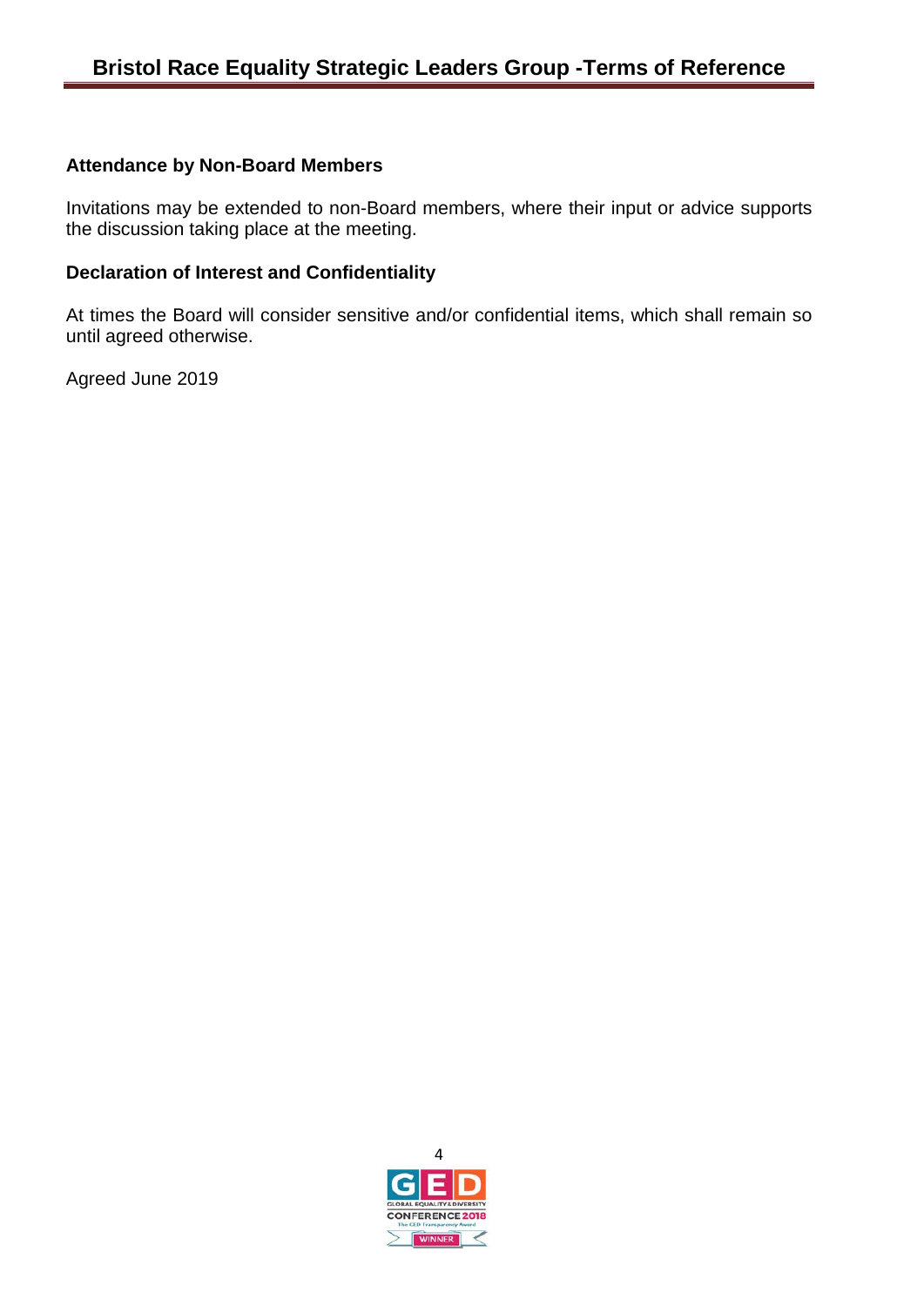### Attendance by Non-Board Members

Invitations may be extended to non-Board members, where their input or advice supports the discussion taking place at the meeting.

### Declaration of Interest and Confidentiality

At times the Board will consider sensitive and/or confidential items, which shall remain so until agreed otherwise.

Agreed June 2019